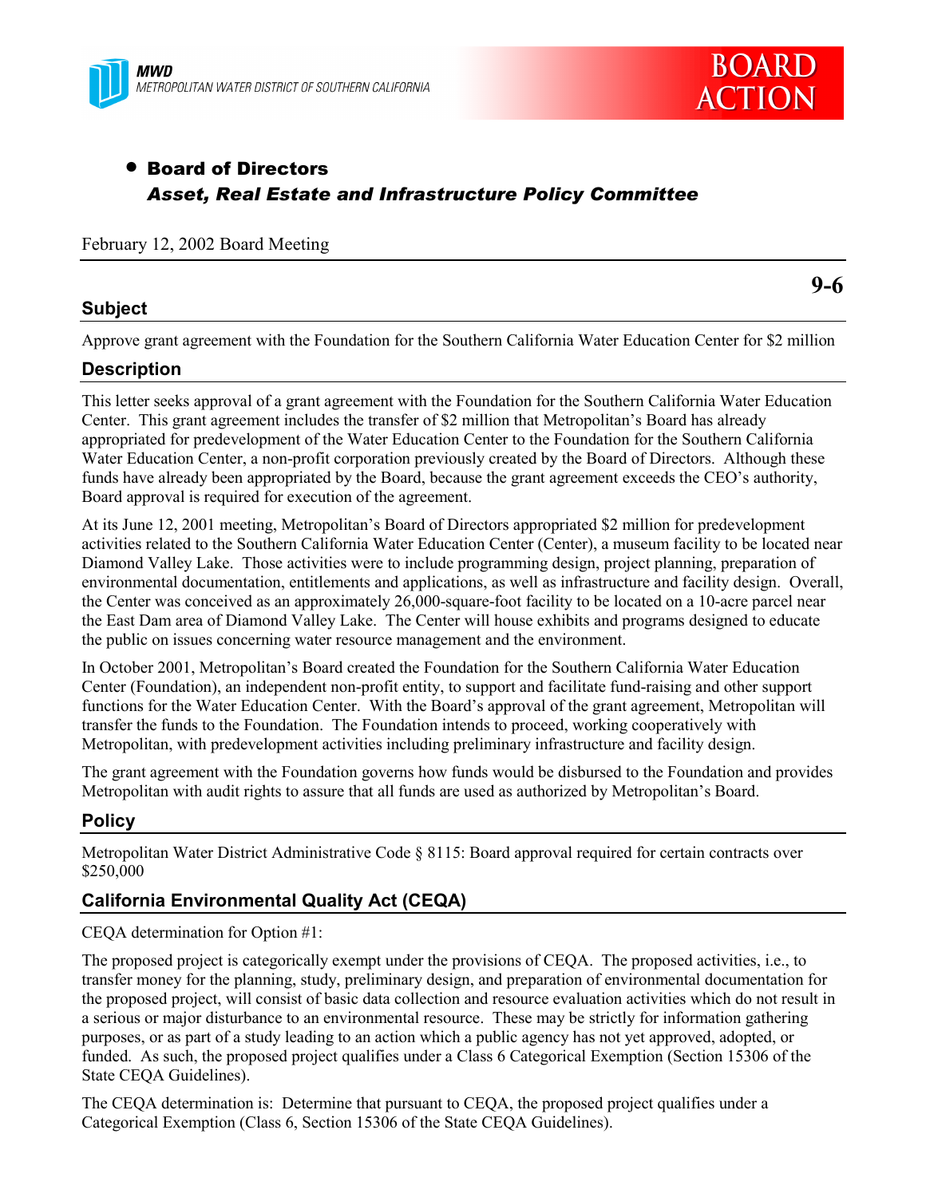**MWD**
METROPOLITAN WATER DISTRICT OF SOUTHERN CALIFORNIA

# BOARD ACTION

- **Board of Directors**
  ***Asset, Real Estate and Infrastructure Policy Committee***

February 12, 2002 Board Meeting

**9-6**

## Subject

Approve grant agreement with the Foundation for the Southern California Water Education Center for $2 million

## Description

This letter seeks approval of a grant agreement with the Foundation for the Southern California Water Education Center. This grant agreement includes the transfer of $2 million that Metropolitan's Board has already appropriated for predevelopment of the Water Education Center to the Foundation for the Southern California Water Education Center, a non-profit corporation previously created by the Board of Directors. Although these funds have already been appropriated by the Board, because the grant agreement exceeds the CEO's authority, Board approval is required for execution of the agreement.

At its June 12, 2001 meeting, Metropolitan's Board of Directors appropriated $2 million for predevelopment activities related to the Southern California Water Education Center (Center), a museum facility to be located near Diamond Valley Lake. Those activities were to include programming design, project planning, preparation of environmental documentation, entitlements and applications, as well as infrastructure and facility design. Overall, the Center was conceived as an approximately 26,000-square-foot facility to be located on a 10-acre parcel near the East Dam area of Diamond Valley Lake. The Center will house exhibits and programs designed to educate the public on issues concerning water resource management and the environment.

In October 2001, Metropolitan's Board created the Foundation for the Southern California Water Education Center (Foundation), an independent non-profit entity, to support and facilitate fund-raising and other support functions for the Water Education Center. With the Board's approval of the grant agreement, Metropolitan will transfer the funds to the Foundation. The Foundation intends to proceed, working cooperatively with Metropolitan, with predevelopment activities including preliminary infrastructure and facility design.

The grant agreement with the Foundation governs how funds would be disbursed to the Foundation and provides Metropolitan with audit rights to assure that all funds are used as authorized by Metropolitan's Board.

## Policy

Metropolitan Water District Administrative Code § 8115: Board approval required for certain contracts over $250,000

## California Environmental Quality Act (CEQA)

CEQA determination for Option #1:

The proposed project is categorically exempt under the provisions of CEQA. The proposed activities, i.e., to transfer money for the planning, study, preliminary design, and preparation of environmental documentation for the proposed project, will consist of basic data collection and resource evaluation activities which do not result in a serious or major disturbance to an environmental resource. These may be strictly for information gathering purposes, or as part of a study leading to an action which a public agency has not yet approved, adopted, or funded. As such, the proposed project qualifies under a Class 6 Categorical Exemption (Section 15306 of the State CEQA Guidelines).

The CEQA determination is: Determine that pursuant to CEQA, the proposed project qualifies under a Categorical Exemption (Class 6, Section 15306 of the State CEQA Guidelines).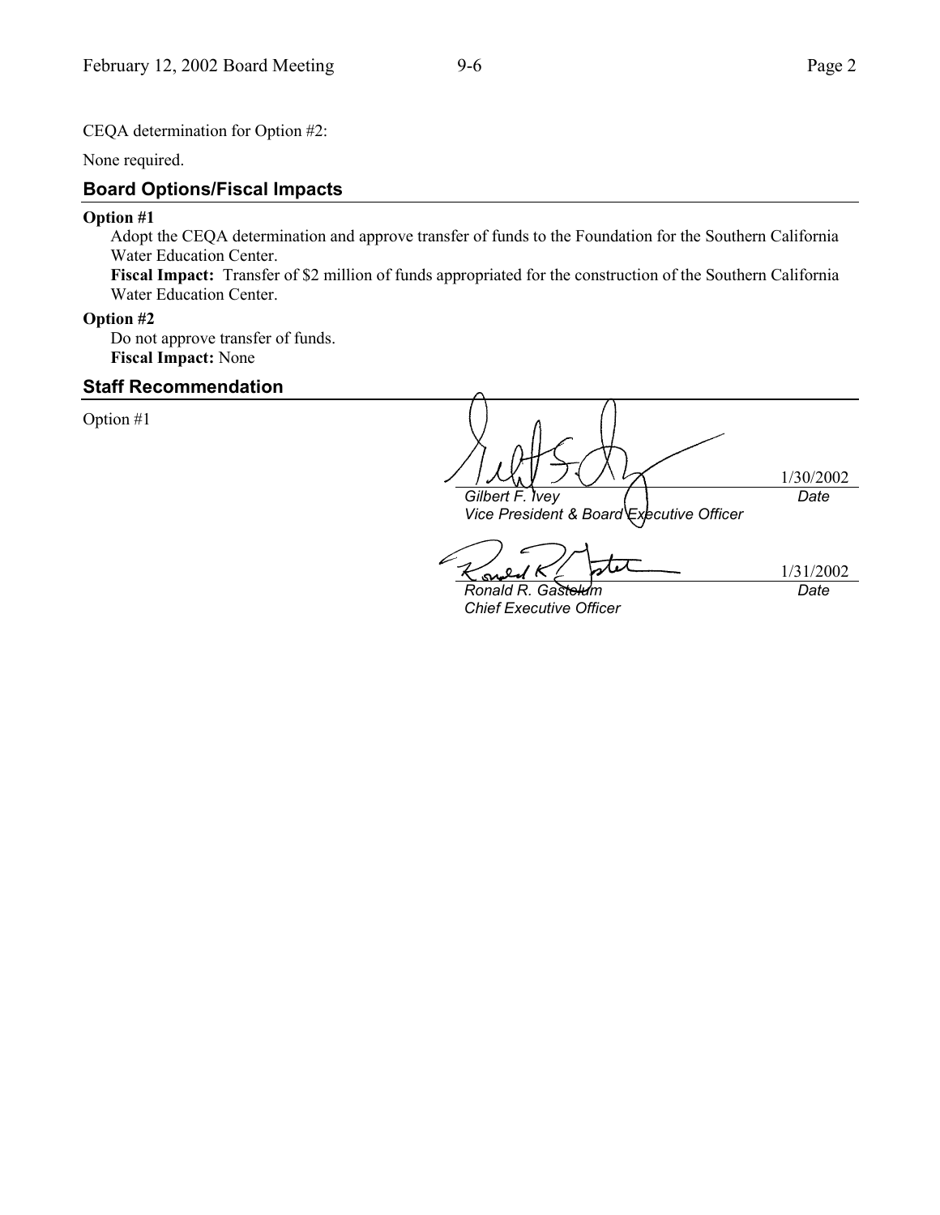CEQA determination for Option #2:

None required.

## Board Options/Fiscal Impacts

**Option #1**

Adopt the CEQA determination and approve transfer of funds to the Foundation for the Southern California Water Education Center.

**Fiscal Impact:** Transfer of $2 million of funds appropriated for the construction of the Southern California Water Education Center.

**Option #2**

Do not approve transfer of funds.

**Fiscal Impact:** None

## Staff Recommendation

Option #1

| | |
|---|---|
| *Gilbert F. Ivey* | 1/30/2002 |
| *Vice President & Board Executive Officer* | *Date* |

| | |
|---|---|
| *Ronald R. Gastelum* | 1/31/2002 |
| *Chief Executive Officer* | *Date* |